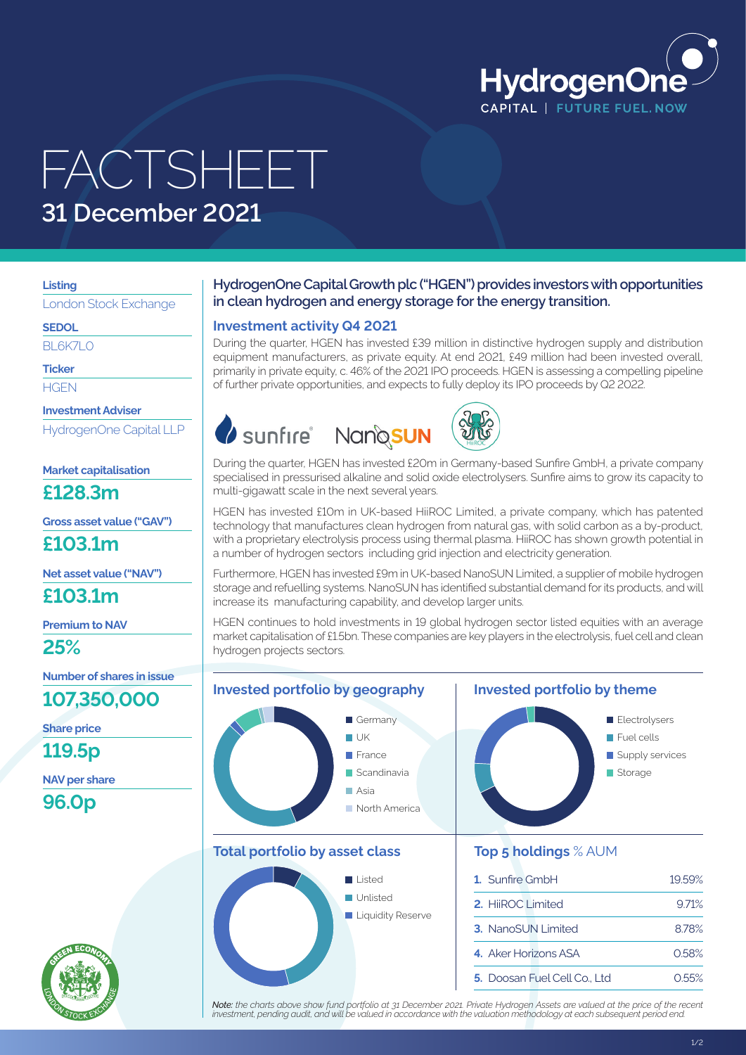HydrogenOne
CAPITAL | FUTURE FUEL. NOW

# FACTSHEET
## 31 December 2021

**Listing**
London Stock Exchange

**SEDOL**
BL6K7L0

**Ticker**
HGEN

**Investment Adviser**
HydrogenOne Capital LLP

**Market capitalisation**
**£128.3m**

**Gross asset value ("GAV")**
**£103.1m**

**Net asset value ("NAV")**
**£103.1m**

**Premium to NAV**
**25%**

**Number of shares in issue**
**107,350,000**

**Share price**
**119.5p**

**NAV per share**
**96.0p**

### HydrogenOne Capital Growth plc ("HGEN") provides investors with opportunities in clean hydrogen and energy storage for the energy transition.

### Investment activity Q4 2021

During the quarter, HGEN has invested £39 million in distinctive hydrogen supply and distribution equipment manufacturers, as private equity. At end 2021, £49 million had been invested overall, primarily in private equity, c. 46% of the 2021 IPO proceeds. HGEN is assessing a compelling pipeline of further private opportunities, and expects to fully deploy its IPO proceeds by Q2 2022.

sunfire NanoSUN HiiROC

During the quarter, HGEN has invested £20m in Germany-based Sunfire GmbH, a private company specialised in pressurised alkaline and solid oxide electrolysers. Sunfire aims to grow its capacity to multi-gigawatt scale in the next several years.

HGEN has invested £10m in UK-based HiiROC Limited, a private company, which has patented technology that manufactures clean hydrogen from natural gas, with solid carbon as a by-product, with a proprietary electrolysis process using thermal plasma. HiiROC has shown growth potential in a number of hydrogen sectors including grid injection and electricity generation.

Furthermore, HGEN has invested £9m in UK-based NanoSUN Limited, a supplier of mobile hydrogen storage and refuelling systems. NanoSUN has identified substantial demand for its products, and will increase its manufacturing capability, and develop larger units.

HGEN continues to hold investments in 19 global hydrogen sector listed equities with an average market capitalisation of £1.5bn. These companies are key players in the electrolysis, fuel cell and clean hydrogen projects sectors.

### Invested portfolio by geography

- Germany
- UK
- France
- Scandinavia
- Asia
- North America

### Invested portfolio by theme

- Electrolysers
- Fuel cells
- Supply services
- Storage

### Total portfolio by asset class

- Listed
- Unlisted
- Liquidity Reserve

### Top 5 holdings % AUM

| | Holding | % AUM |
|---|---|---|
| 1. | Sunfire GmbH | 19.59% |
| 2. | HiiROC Limited | 9.71% |
| 3. | NanoSUN Limited | 8.78% |
| 4. | Aker Horizons ASA | 0.58% |
| 5. | Doosan Fuel Cell Co., Ltd | 0.55% |

*Note: the charts above show fund portfolio at 31 December 2021. Private Hydrogen Assets are valued at the price of the recent investment, pending audit, and will be valued in accordance with the valuation methodology at each subsequent period end.*

GREEN ECONOMY LONDON STOCK EXCHANGE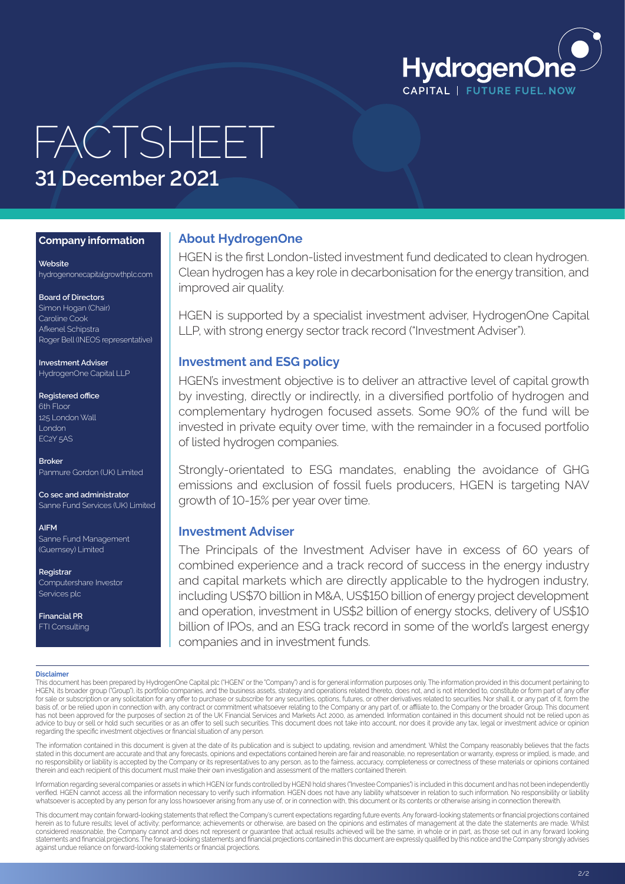HydrogenOne
CAPITAL | FUTURE FUEL. NOW

# FACTSHEET

## 31 December 2021

### Company information

**Website**
hydrogenonecapitalgrowthplc.com

**Board of Directors**
Simon Hogan (Chair)
Caroline Cook
Afkenel Schipstra
Roger Bell (INEOS representative)

**Investment Adviser**
HydrogenOne Capital LLP

**Registered office**
6th Floor
125 London Wall
London
EC2Y 5AS

**Broker**
Panmure Gordon (UK) Limited

**Co sec and administrator**
Sanne Fund Services (UK) Limited

**AIFM**
Sanne Fund Management (Guernsey) Limited

**Registrar**
Computershare Investor Services plc

**Financial PR**
FTI Consulting

### About HydrogenOne

HGEN is the first London-listed investment fund dedicated to clean hydrogen. Clean hydrogen has a key role in decarbonisation for the energy transition, and improved air quality.

HGEN is supported by a specialist investment adviser, HydrogenOne Capital LLP, with strong energy sector track record ("Investment Adviser").

### Investment and ESG policy

HGEN's investment objective is to deliver an attractive level of capital growth by investing, directly or indirectly, in a diversified portfolio of hydrogen and complementary hydrogen focused assets. Some 90% of the fund will be invested in private equity over time, with the remainder in a focused portfolio of listed hydrogen companies.

Strongly-orientated to ESG mandates, enabling the avoidance of GHG emissions and exclusion of fossil fuels producers, HGEN is targeting NAV growth of 10-15% per year over time.

### Investment Adviser

The Principals of the Investment Adviser have in excess of 60 years of combined experience and a track record of success in the energy industry and capital markets which are directly applicable to the hydrogen industry, including US$70 billion in M&A, US$150 billion of energy project development and operation, investment in US$2 billion of energy stocks, delivery of US$10 billion of IPOs, and an ESG track record in some of the world's largest energy companies and in investment funds.

**Disclaimer**

This document has been prepared by HydrogenOne Capital plc ("HGEN" or the "Company") and is for general information purposes only. The information provided in this document pertaining to HGEN, its broader group ("Group"), its portfolio companies, and the business assets, strategy and operations related thereto, does not, and is not intended to, constitute or form part of any offer for sale or subscription or any solicitation for any offer to purchase or subscribe for any securities, options, futures, or other derivatives related to securities. Nor shall it, or any part of it, form the basis of, or be relied upon in connection with, any contract or commitment whatsoever relating to the Company or any part of, or affiliate to, the Company or the broader Group. This document has not been approved for the purposes of section 21 of the UK Financial Services and Markets Act 2000, as amended. Information contained in this document should not be relied upon as advice to buy or sell or hold such securities or as an offer to sell such securities. This document does not take into account, nor does it provide any tax, legal or investment advice or opinion regarding the specific investment objectives or financial situation of any person.

The information contained in this document is given at the date of its publication and is subject to updating, revision and amendment. Whilst the Company reasonably believes that the facts stated in this document are accurate and that any forecasts, opinions and expectations contained herein are fair and reasonable, no representation or warranty, express or implied, is made, and no responsibility or liability is accepted by the Company or its representatives to any person, as to the fairness, accuracy, completeness or correctness of these materials or opinions contained therein and each recipient of this document must make their own investigation and assessment of the matters contained therein.

Information regarding several companies or assets in which HGEN (or funds controlled by HGEN) hold shares ("Investee Companies") is included in this document and has not been independently verified. HGEN cannot access all the information necessary to verify such information. HGEN does not have any liability whatsoever in relation to such information. No responsibility or liability whatsoever is accepted by any person for any loss howsoever arising from any use of, or in connection with, this document or its contents or otherwise arising in connection therewith.

This document may contain forward-looking statements that reflect the Company's current expectations regarding future events. Any forward-looking statements or financial projections contained herein as to future results; level of activity; performance; achievements or otherwise, are based on the opinions and estimates of management at the date the statements are made. Whilst considered reasonable, the Company cannot and does not represent or guarantee that actual results achieved will be the same, in whole or in part, as those set out in any forward looking statements and financial projections. The forward-looking statements and financial projections contained in this document are expressly qualified by this notice and the Company strongly advises against undue reliance on forward-looking statements or financial projections.